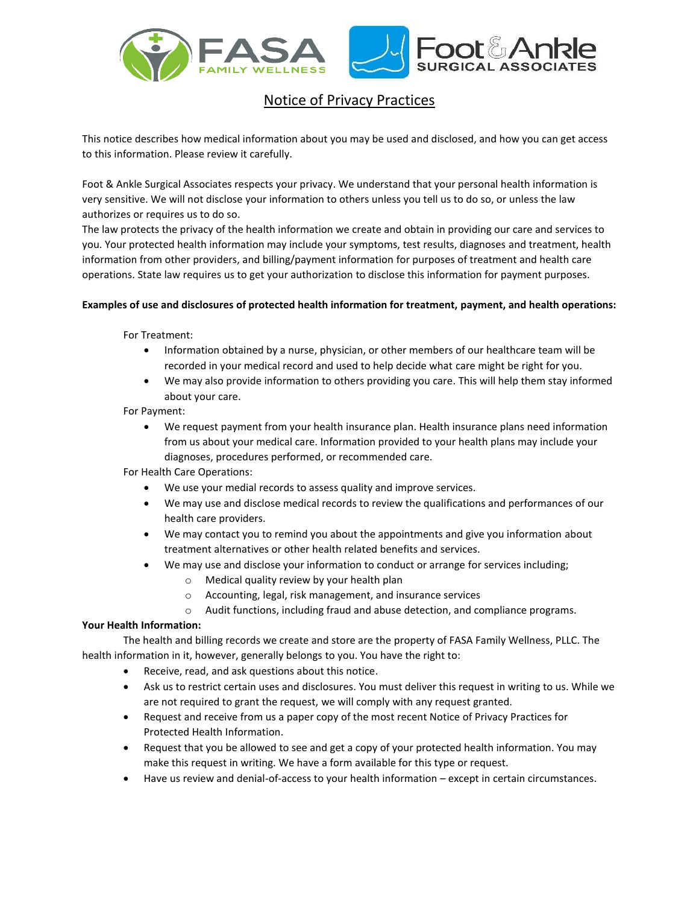FASA FAMILY WELLNESS | Foot & Ankle SURGICAL ASSOCIATES

# Notice of Privacy Practices

This notice describes how medical information about you may be used and disclosed, and how you can get access to this information. Please review it carefully.

Foot & Ankle Surgical Associates respects your privacy. We understand that your personal health information is very sensitive. We will not disclose your information to others unless you tell us to do so, or unless the law authorizes or requires us to do so.
The law protects the privacy of the health information we create and obtain in providing our care and services to you. Your protected health information may include your symptoms, test results, diagnoses and treatment, health information from other providers, and billing/payment information for purposes of treatment and health care operations. State law requires us to get your authorization to disclose this information for payment purposes.

**Examples of use and disclosures of protected health information for treatment, payment, and health operations:**

For Treatment:

- Information obtained by a nurse, physician, or other members of our healthcare team will be recorded in your medical record and used to help decide what care might be right for you.
- We may also provide information to others providing you care. This will help them stay informed about your care.

For Payment:

- We request payment from your health insurance plan. Health insurance plans need information from us about your medical care. Information provided to your health plans may include your diagnoses, procedures performed, or recommended care.

For Health Care Operations:

- We use your medial records to assess quality and improve services.
- We may use and disclose medical records to review the qualifications and performances of our health care providers.
- We may contact you to remind you about the appointments and give you information about treatment alternatives or other health related benefits and services.
- We may use and disclose your information to conduct or arrange for services including;
  - Medical quality review by your health plan
  - Accounting, legal, risk management, and insurance services
  - Audit functions, including fraud and abuse detection, and compliance programs.

**Your Health Information:**

The health and billing records we create and store are the property of FASA Family Wellness, PLLC. The health information in it, however, generally belongs to you. You have the right to:

- Receive, read, and ask questions about this notice.
- Ask us to restrict certain uses and disclosures. You must deliver this request in writing to us. While we are not required to grant the request, we will comply with any request granted.
- Request and receive from us a paper copy of the most recent Notice of Privacy Practices for Protected Health Information.
- Request that you be allowed to see and get a copy of your protected health information. You may make this request in writing. We have a form available for this type or request.
- Have us review and denial-of-access to your health information – except in certain circumstances.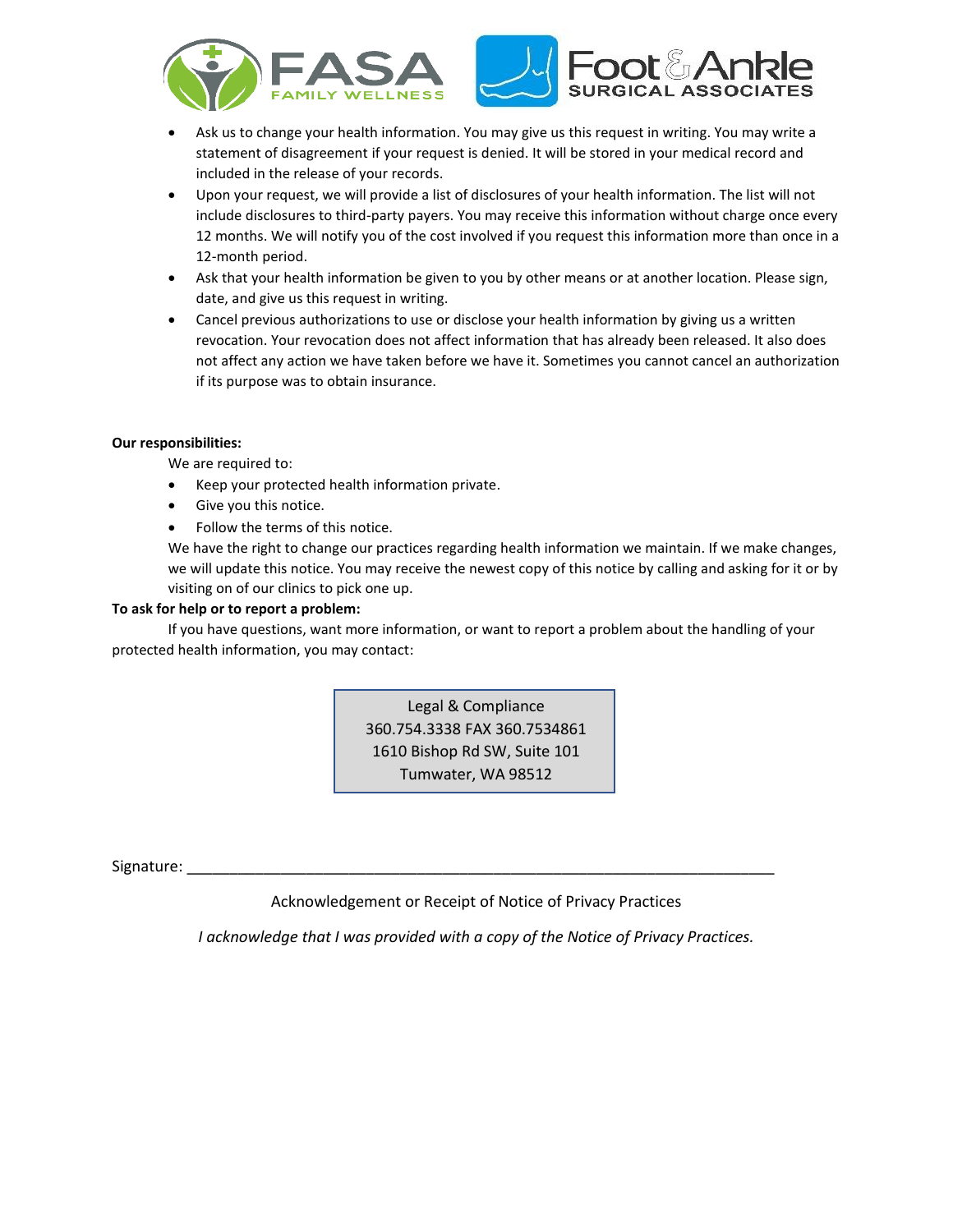- Ask us to change your health information. You may give us this request in writing. You may write a statement of disagreement if your request is denied. It will be stored in your medical record and included in the release of your records.
- Upon your request, we will provide a list of disclosures of your health information. The list will not include disclosures to third-party payers. You may receive this information without charge once every 12 months. We will notify you of the cost involved if you request this information more than once in a 12-month period.
- Ask that your health information be given to you by other means or at another location. Please sign, date, and give us this request in writing.
- Cancel previous authorizations to use or disclose your health information by giving us a written revocation. Your revocation does not affect information that has already been released. It also does not affect any action we have taken before we have it. Sometimes you cannot cancel an authorization if its purpose was to obtain insurance.

**Our responsibilities:**

We are required to:

- Keep your protected health information private.
- Give you this notice.
- Follow the terms of this notice.

We have the right to change our practices regarding health information we maintain. If we make changes, we will update this notice. You may receive the newest copy of this notice by calling and asking for it or by visiting on of our clinics to pick one up.

**To ask for help or to report a problem:**

If you have questions, want more information, or want to report a problem about the handling of your protected health information, you may contact:

Legal & Compliance
360.754.3338 FAX 360.7534861
1610 Bishop Rd SW, Suite 101
Tumwater, WA 98512

Signature: ______________________________________________________________________

Acknowledgement or Receipt of Notice of Privacy Practices

*I acknowledge that I was provided with a copy of the Notice of Privacy Practices.*